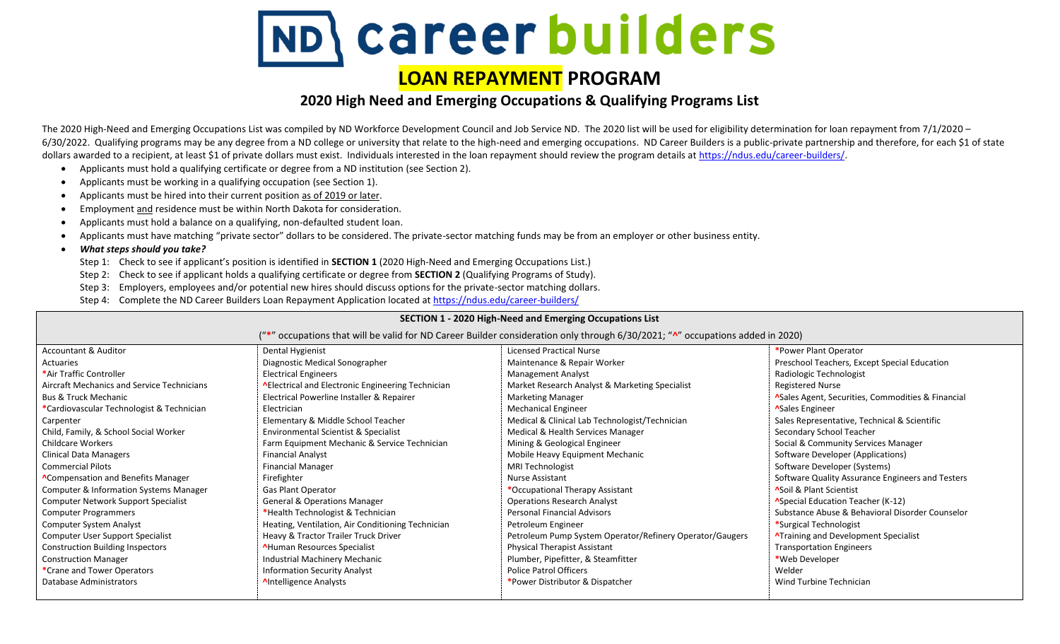# ND career builders

## LOAN REPAYMENT PROGRAM

### 2020 High Need and Emerging Occupations & Qualifying Programs List

The 2020 High-Need and Emerging Occupations List was compiled by ND Workforce Development Council and Job Service ND. The 2020 list will be used for eligibility determination for loan repayment from 7/1/2020 – 6/30/2022. Qualifying programs may be any degree from a ND college or university that relate to the high-need and emerging occupations. ND Career Builders is a public-private partnership and therefore, for each $1 of state dollars awarded to a recipient, at least $1 of private dollars must exist. Individuals interested in the loan repayment should review the program details at https://ndus.edu/career-builders/.

- Applicants must hold a qualifying certificate or degree from a ND institution (see Section 2).
- Applicants must be working in a qualifying occupation (see Section 1).
- Applicants must be hired into their current position as of 2019 or later.
- Employment and residence must be within North Dakota for consideration.
- Applicants must hold a balance on a qualifying, non-defaulted student loan.
- Applicants must have matching "private sector" dollars to be considered. The private-sector matching funds may be from an employer or other business entity.
- ***What steps should you take?***
  - Step 1: Check to see if applicant's position is identified in **SECTION 1** (2020 High-Need and Emerging Occupations List.)
  - Step 2: Check to see if applicant holds a qualifying certificate or degree from **SECTION 2** (Qualifying Programs of Study).
  - Step 3: Employers, employees and/or potential new hires should discuss options for the private-sector matching dollars.
  - Step 4: Complete the ND Career Builders Loan Repayment Application located at https://ndus.edu/career-builders/

**SECTION 1 - 2020 High-Need and Emerging Occupations List**

("*" occupations that will be valid for ND Career Builder consideration only through 6/30/2021; "^" occupations added in 2020)

| | | | |
|---|---|---|---|
| Accountant & Auditor | Dental Hygienist | Licensed Practical Nurse | *Power Plant Operator |
| Actuaries | Diagnostic Medical Sonographer | Maintenance & Repair Worker | Preschool Teachers, Except Special Education |
| *Air Traffic Controller | Electrical Engineers | Management Analyst | Radiologic Technologist |
| Aircraft Mechanics and Service Technicians | ^Electrical and Electronic Engineering Technician | Market Research Analyst & Marketing Specialist | Registered Nurse |
| Bus & Truck Mechanic | Electrical Powerline Installer & Repairer | Marketing Manager | ^Sales Agent, Securities, Commodities & Financial |
| *Cardiovascular Technologist & Technician | Electrician | Mechanical Engineer | ^Sales Engineer |
| Carpenter | Elementary & Middle School Teacher | Medical & Clinical Lab Technologist/Technician | Sales Representative, Technical & Scientific |
| Child, Family, & School Social Worker | Environmental Scientist & Specialist | Medical & Health Services Manager | Secondary School Teacher |
| Childcare Workers | Farm Equipment Mechanic & Service Technician | Mining & Geological Engineer | Social & Community Services Manager |
| Clinical Data Managers | Financial Analyst | Mobile Heavy Equipment Mechanic | Software Developer (Applications) |
| Commercial Pilots | Financial Manager | MRI Technologist | Software Developer (Systems) |
| ^Compensation and Benefits Manager | Firefighter | Nurse Assistant | Software Quality Assurance Engineers and Testers |
| Computer & Information Systems Manager | Gas Plant Operator | *Occupational Therapy Assistant | ^Soil & Plant Scientist |
| Computer Network Support Specialist | General & Operations Manager | Operations Research Analyst | ^Special Education Teacher (K-12) |
| Computer Programmers | *Health Technologist & Technician | Personal Financial Advisors | Substance Abuse & Behavioral Disorder Counselor |
| Computer System Analyst | Heating, Ventilation, Air Conditioning Technician | Petroleum Engineer | *Surgical Technologist |
| Computer User Support Specialist | Heavy & Tractor Trailer Truck Driver | Petroleum Pump System Operator/Refinery Operator/Gaugers | ^Training and Development Specialist |
| Construction Building Inspectors | ^Human Resources Specialist | Physical Therapist Assistant | Transportation Engineers |
| Construction Manager | Industrial Machinery Mechanic | Plumber, Pipefitter, & Steamfitter | *Web Developer |
| *Crane and Tower Operators | Information Security Analyst | Police Patrol Officers | Welder |
| Database Administrators | ^Intelligence Analysts | *Power Distributor & Dispatcher | Wind Turbine Technician |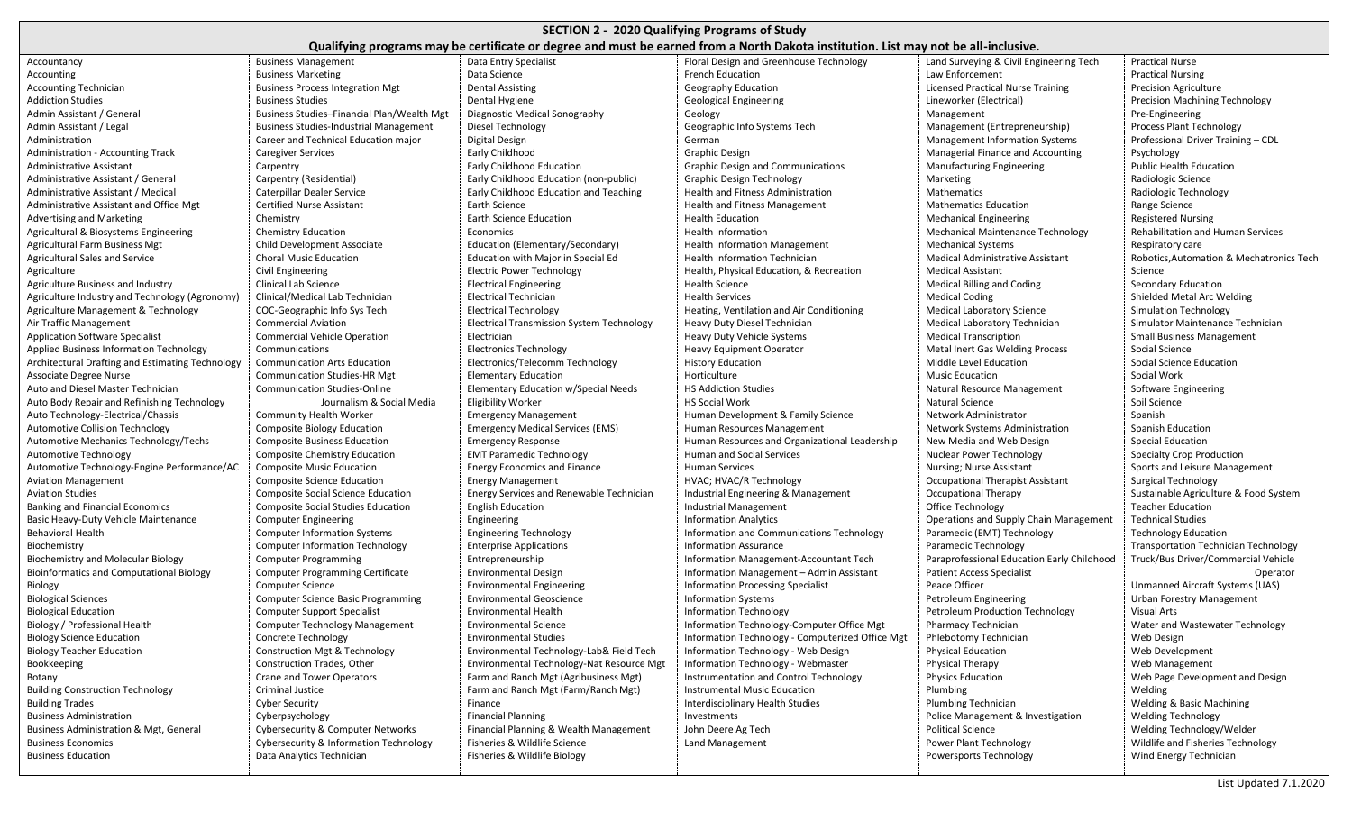## SECTION 2 - 2020 Qualifying Programs of Study

**Qualifying programs may be certificate or degree and must be earned from a North Dakota institution. List may not be all-inclusive.**

- Accountancy
- Accounting
- Accounting Technician
- Addiction Studies
- Admin Assistant / General
- Admin Assistant / Legal
- Administration
- Administration - Accounting Track
- Administrative Assistant
- Administrative Assistant / General
- Administrative Assistant / Medical
- Administrative Assistant and Office Mgt
- Advertising and Marketing
- Agricultural & Biosystems Engineering
- Agricultural Farm Business Mgt
- Agricultural Sales and Service
- Agriculture
- Agriculture Business and Industry
- Agriculture Industry and Technology (Agronomy)
- Agriculture Management & Technology
- Air Traffic Management
- Application Software Specialist
- Applied Business Information Technology
- Architectural Drafting and Estimating Technology
- Associate Degree Nurse
- Auto and Diesel Master Technician
- Auto Body Repair and Refinishing Technology
- Auto Technology-Electrical/Chassis
- Automotive Collision Technology
- Automotive Mechanics Technology/Techs
- Automotive Technology
- Automotive Technology-Engine Performance/AC
- Aviation Management
- Aviation Studies
- Banking and Financial Economics
- Basic Heavy-Duty Vehicle Maintenance
- Behavioral Health
- Biochemistry
- Biochemistry and Molecular Biology
- Bioinformatics and Computational Biology
- Biology
- Biological Sciences
- Biological Education
- Biology / Professional Health
- Biology Science Education
- Biology Teacher Education
- Bookkeeping
- Botany
- Building Construction Technology
- Building Trades
- Business Administration
- Business Administration & Mgt, General
- Business Economics
- Business Education
- Business Management
- Business Marketing
- Business Process Integration Mgt
- Business Studies
- Business Studies–Financial Plan/Wealth Mgt
- Business Studies-Industrial Management
- Career and Technical Education major
- Caregiver Services
- Carpentry
- Carpentry (Residential)
- Caterpillar Dealer Service
- Certified Nurse Assistant
- Chemistry
- Chemistry Education
- Child Development Associate
- Choral Music Education
- Civil Engineering
- Clinical Lab Science
- Clinical/Medical Lab Technician
- COC-Geographic Info Sys Tech
- Commercial Aviation
- Commercial Vehicle Operation
- Communications
- Communication Arts Education
- Communication Studies-HR Mgt
- Communication Studies-Online
- Journalism & Social Media
- Community Health Worker
- Composite Biology Education
- Composite Business Education
- Composite Chemistry Education
- Composite Music Education
- Composite Science Education
- Composite Social Science Education
- Composite Social Studies Education
- Computer Engineering
- Computer Information Systems
- Computer Information Technology
- Computer Programming
- Computer Programming Certificate
- Computer Science
- Computer Science Basic Programming
- Computer Support Specialist
- Computer Technology Management
- Concrete Technology
- Construction Mgt & Technology
- Construction Trades, Other
- Crane and Tower Operators
- Criminal Justice
- Cyber Security
- Cyberpsychology
- Cybersecurity & Computer Networks
- Cybersecurity & Information Technology
- Data Analytics Technician
- Data Entry Specialist
- Data Science
- Dental Assisting
- Dental Hygiene
- Diagnostic Medical Sonography
- Diesel Technology
- Digital Design
- Early Childhood
- Early Childhood Education
- Early Childhood Education (non-public)
- Early Childhood Education and Teaching
- Earth Science
- Earth Science Education
- Economics
- Education (Elementary/Secondary)
- Education with Major in Special Ed
- Electric Power Technology
- Electrical Engineering
- Electrical Technician
- Electrical Technology
- Electrical Transmission System Technology
- Electrician
- Electronics Technology
- Electronics/Telecomm Technology
- Elementary Education
- Elementary Education w/Special Needs
- Eligibility Worker
- Emergency Management
- Emergency Medical Services (EMS)
- Emergency Response
- EMT Paramedic Technology
- Energy Economics and Finance
- Energy Management
- Energy Services and Renewable Technician
- English Education
- Engineering
- Engineering Technology
- Enterprise Applications
- Entrepreneurship
- Environmental Design
- Environmental Engineering
- Environmental Geoscience
- Environmental Health
- Environmental Science
- Environmental Studies
- Environmental Technology-Lab& Field Tech
- Environmental Technology-Nat Resource Mgt
- Farm and Ranch Mgt (Agribusiness Mgt)
- Farm and Ranch Mgt (Farm/Ranch Mgt)
- Finance
- Financial Planning
- Financial Planning & Wealth Management
- Fisheries & Wildlife Science
- Fisheries & Wildlife Biology
- Floral Design and Greenhouse Technology
- French Education
- Geography Education
- Geological Engineering
- Geology
- Geographic Info Systems Tech
- German
- Graphic Design
- Graphic Design and Communications
- Graphic Design Technology
- Health and Fitness Administration
- Health and Fitness Management
- Health Education
- Health Information
- Health Information Management
- Health Information Technician
- Health, Physical Education, & Recreation
- Health Science
- Health Services
- Heating, Ventilation and Air Conditioning
- Heavy Duty Diesel Technician
- Heavy Duty Vehicle Systems
- Heavy Equipment Operator
- History Education
- Horticulture
- HS Addiction Studies
- HS Social Work
- Human Development & Family Science
- Human Resources Management
- Human Resources and Organizational Leadership
- Human and Social Services
- Human Services
- HVAC; HVAC/R Technology
- Industrial Engineering & Management
- Industrial Management
- Information Analytics
- Information and Communications Technology
- Information Assurance
- Information Management-Accountant Tech
- Information Management – Admin Assistant
- Information Processing Specialist
- Information Systems
- Information Technology
- Information Technology-Computer Office Mgt
- Information Technology - Computerized Office Mgt
- Information Technology - Web Design
- Information Technology - Webmaster
- Instrumentation and Control Technology
- Instrumental Music Education
- Interdisciplinary Health Studies
- Investments
- John Deere Ag Tech
- Land Management
- Land Surveying & Civil Engineering Tech
- Law Enforcement
- Licensed Practical Nurse Training
- Lineworker (Electrical)
- Management
- Management (Entrepreneurship)
- Management Information Systems
- Managerial Finance and Accounting
- Manufacturing Engineering
- Marketing
- Mathematics
- Mathematics Education
- Mechanical Engineering
- Mechanical Maintenance Technology
- Mechanical Systems
- Medical Administrative Assistant
- Medical Assistant
- Medical Billing and Coding
- Medical Coding
- Medical Laboratory Science
- Medical Laboratory Technician
- Medical Transcription
- Metal Inert Gas Welding Process
- Middle Level Education
- Music Education
- Natural Resource Management
- Natural Science
- Network Administrator
- Network Systems Administration
- New Media and Web Design
- Nuclear Power Technology
- Nursing; Nurse Assistant
- Occupational Therapist Assistant
- Occupational Therapy
- Office Technology
- Operations and Supply Chain Management
- Paramedic (EMT) Technology
- Paramedic Technology
- Paraprofessional Education Early Childhood
- Patient Access Specialist
- Peace Officer
- Petroleum Engineering
- Petroleum Production Technology
- Pharmacy Technician
- Phlebotomy Technician
- Physical Education
- Physical Therapy
- Physics Education
- Plumbing
- Plumbing Technician
- Police Management & Investigation
- Political Science
- Power Plant Technology
- Powersports Technology
- Practical Nurse
- Practical Nursing
- Precision Agriculture
- Precision Machining Technology
- Pre-Engineering
- Process Plant Technology
- Professional Driver Training – CDL
- Psychology
- Public Health Education
- Radiologic Science
- Radiologic Technology
- Range Science
- Registered Nursing
- Rehabilitation and Human Services
- Respiratory care
- Robotics,Automation & Mechatronics Tech
- Science
- Secondary Education
- Shielded Metal Arc Welding
- Simulation Technology
- Simulator Maintenance Technician
- Small Business Management
- Social Science
- Social Science Education
- Social Work
- Software Engineering
- Soil Science
- Spanish
- Spanish Education
- Special Education
- Specialty Crop Production
- Sports and Leisure Management
- Surgical Technology
- Sustainable Agriculture & Food System
- Teacher Education
- Technical Studies
- Technology Education
- Transportation Technician Technology
- Truck/Bus Driver/Commercial Vehicle Operator
- Unmanned Aircraft Systems (UAS)
- Urban Forestry Management
- Visual Arts
- Water and Wastewater Technology
- Web Design
- Web Development
- Web Management
- Web Page Development and Design
- Welding
- Welding & Basic Machining
- Welding Technology
- Welding Technology/Welder
- Wildlife and Fisheries Technology
- Wind Energy Technician

List Updated 7.1.2020